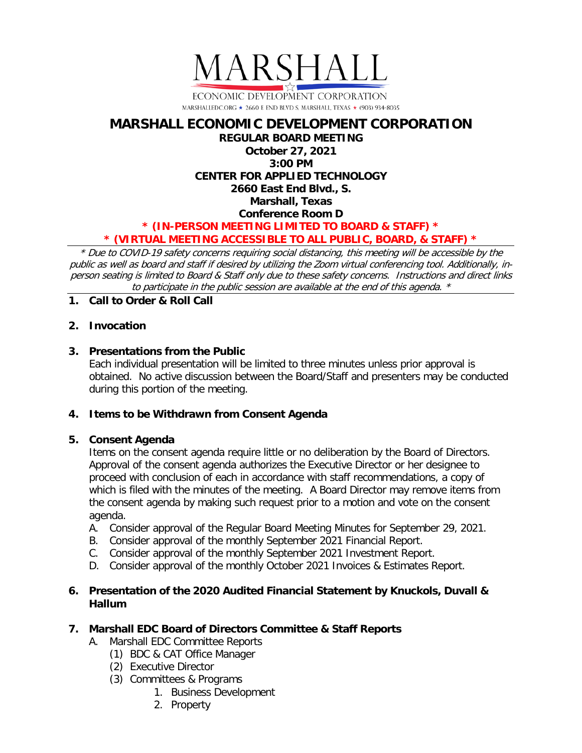# MARSHALL

ECONOMIC DEVELOPMENT CORPORATION

MARSHALLEDC.ORG ★ 2660 E END BLVD S. MARSHALL, TEXAS ★ (903) 934-8035

# MARSHALL ECONOMIC DEVELOPMENT CORPORATION

**REGULAR BOARD MEETING**
**October 27, 2021**
**3:00 PM**
**CENTER FOR APPLIED TECHNOLOGY**
**2660 East End Blvd., S.**
**Marshall, Texas**
**Conference Room D**

**\* (IN-PERSON MEETING LIMITED TO BOARD & STAFF) \***
**\* (VIRTUAL MEETING ACCESSIBLE TO ALL PUBLIC, BOARD, & STAFF) \***

*\* Due to COVID-19 safety concerns requiring social distancing, this meeting will be accessible by the public as well as board and staff if desired by utilizing the Zoom virtual conferencing tool. Additionally, in-person seating is limited to Board & Staff only due to these safety concerns. Instructions and direct links to participate in the public session are available at the end of this agenda. \**

---

**1. Call to Order & Roll Call**

**2. Invocation**

**3. Presentations from the Public**

Each individual presentation will be limited to three minutes unless prior approval is obtained. No active discussion between the Board/Staff and presenters may be conducted during this portion of the meeting.

**4. Items to be Withdrawn from Consent Agenda**

**5. Consent Agenda**

Items on the consent agenda require little or no deliberation by the Board of Directors. Approval of the consent agenda authorizes the Executive Director or her designee to proceed with conclusion of each in accordance with staff recommendations, a copy of which is filed with the minutes of the meeting. A Board Director may remove items from the consent agenda by making such request prior to a motion and vote on the consent agenda.

A. Consider approval of the Regular Board Meeting Minutes for September 29, 2021.
B. Consider approval of the monthly September 2021 Financial Report.
C. Consider approval of the monthly September 2021 Investment Report.
D. Consider approval of the monthly October 2021 Invoices & Estimates Report.

**6. Presentation of the 2020 Audited Financial Statement by Knuckols, Duvall & Hallum**

**7. Marshall EDC Board of Directors Committee & Staff Reports**

A. Marshall EDC Committee Reports
   (1) BDC & CAT Office Manager
   (2) Executive Director
   (3) Committees & Programs
      1. Business Development
      2. Property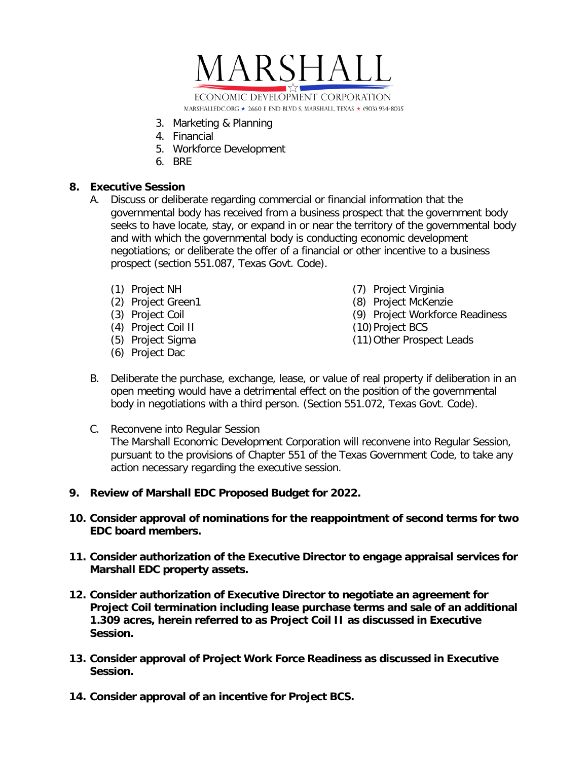3. Marketing & Planning
4. Financial
5. Workforce Development
6. BRE

**8. Executive Session**

A. Discuss or deliberate regarding commercial or financial information that the governmental body has received from a business prospect that the government body seeks to have locate, stay, or expand in or near the territory of the governmental body and with which the governmental body is conducting economic development negotiations; or deliberate the offer of a financial or other incentive to a business prospect (section 551.087, Texas Govt. Code).

(1) Project NH
(2) Project Green1
(3) Project Coil
(4) Project Coil II
(5) Project Sigma
(6) Project Dac
(7) Project Virginia
(8) Project McKenzie
(9) Project Workforce Readiness
(10) Project BCS
(11) Other Prospect Leads

B. Deliberate the purchase, exchange, lease, or value of real property if deliberation in an open meeting would have a detrimental effect on the position of the governmental body in negotiations with a third person. (Section 551.072, Texas Govt. Code).

C. Reconvene into Regular Session
The Marshall Economic Development Corporation will reconvene into Regular Session, pursuant to the provisions of Chapter 551 of the Texas Government Code, to take any action necessary regarding the executive session.

**9. Review of Marshall EDC Proposed Budget for 2022.**

**10. Consider approval of nominations for the reappointment of second terms for two EDC board members.**

**11. Consider authorization of the Executive Director to engage appraisal services for Marshall EDC property assets.**

**12. Consider authorization of Executive Director to negotiate an agreement for Project Coil termination including lease purchase terms and sale of an additional 1.309 acres, herein referred to as Project Coil II as discussed in Executive Session.**

**13. Consider approval of Project Work Force Readiness as discussed in Executive Session.**

**14. Consider approval of an incentive for Project BCS.**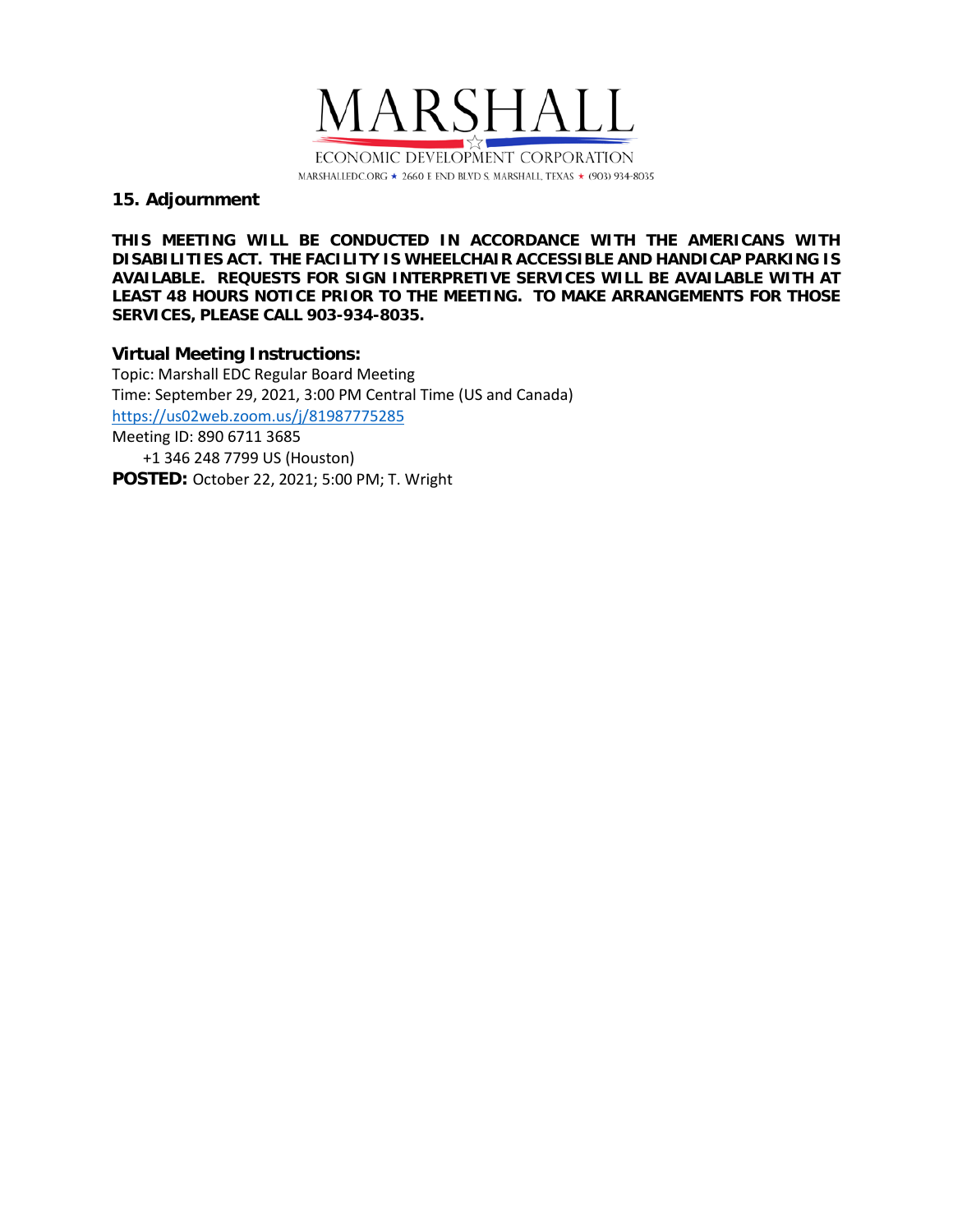MARSHALL

ECONOMIC DEVELOPMENT CORPORATION

MARSHALLEDC.ORG ★ 2660 E END BLVD S. MARSHALL, TEXAS ★ (903) 934-8035

**15. Adjournment**

**THIS MEETING WILL BE CONDUCTED IN ACCORDANCE WITH THE AMERICANS WITH DISABILITIES ACT. THE FACILITY IS WHEELCHAIR ACCESSIBLE AND HANDICAP PARKING IS AVAILABLE. REQUESTS FOR SIGN INTERPRETIVE SERVICES WILL BE AVAILABLE WITH AT LEAST 48 HOURS NOTICE PRIOR TO THE MEETING. TO MAKE ARRANGEMENTS FOR THOSE SERVICES, PLEASE CALL 903-934-8035.**

**Virtual Meeting Instructions:**

Topic: Marshall EDC Regular Board Meeting
Time: September 29, 2021, 3:00 PM Central Time (US and Canada)
https://us02web.zoom.us/j/81987775285
Meeting ID: 890 6711 3685
+1 346 248 7799 US (Houston)

**POSTED:** October 22, 2021; 5:00 PM; T. Wright